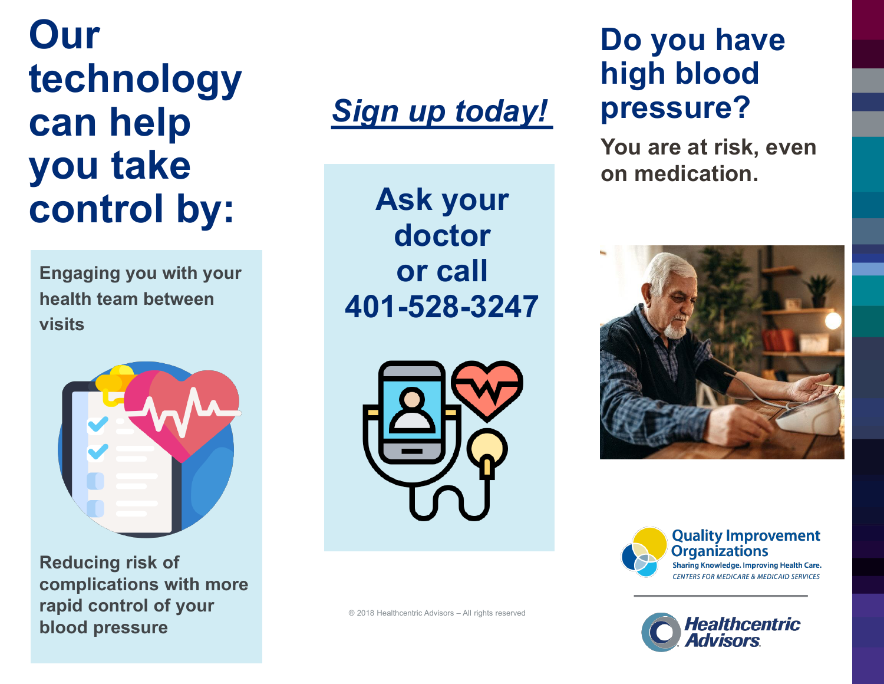# Our technology can help you take control by:

Engaging you with your health team between visits

Reducing risk of complications with more rapid control of your blood pressure

## *Sign up today!*

**Ask your doctor or call 401-528-3247**

® 2018 Healthcentric Advisors – All rights reserved

# Do you have high blood pressure?

**You are at risk, even on medication.**

Quality Improvement Organizations
Sharing Knowledge. Improving Health Care.
CENTERS FOR MEDICARE & MEDICAID SERVICES

Healthcentric Advisors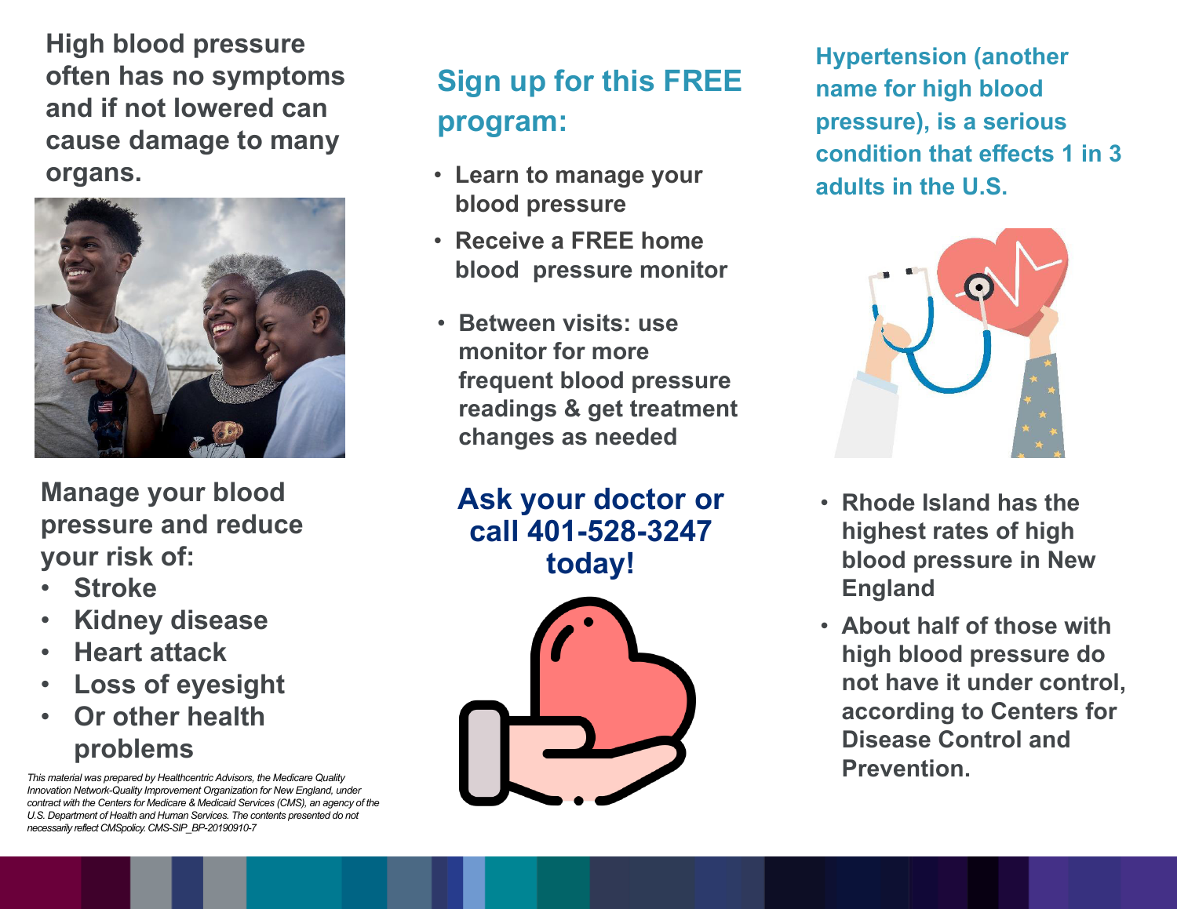**High blood pressure often has no symptoms and if not lowered can cause damage to many organs.**

**Manage your blood pressure and reduce your risk of:**

- Stroke
- Kidney disease
- Heart attack
- Loss of eyesight
- Or other health problems

*This material was prepared by Healthcentric Advisors, the Medicare Quality Innovation Network-Quality Improvement Organization for New England, under contract with the Centers for Medicare & Medicaid Services (CMS), an agency of the U.S. Department of Health and Human Services. The contents presented do not necessarily reflect CMSpolicy. CMS-SIP_BP-20190910-7*

## Sign up for this FREE program:

- Learn to manage your blood pressure
- Receive a FREE home blood pressure monitor
- Between visits: use monitor for more frequent blood pressure readings & get treatment changes as needed

**Ask your doctor or call 401-528-3247 today!**

**Hypertension (another name for high blood pressure), is a serious condition that effects 1 in 3 adults in the U.S.**

- Rhode Island has the highest rates of high blood pressure in New England
- About half of those with high blood pressure do not have it under control, according to Centers for Disease Control and Prevention.